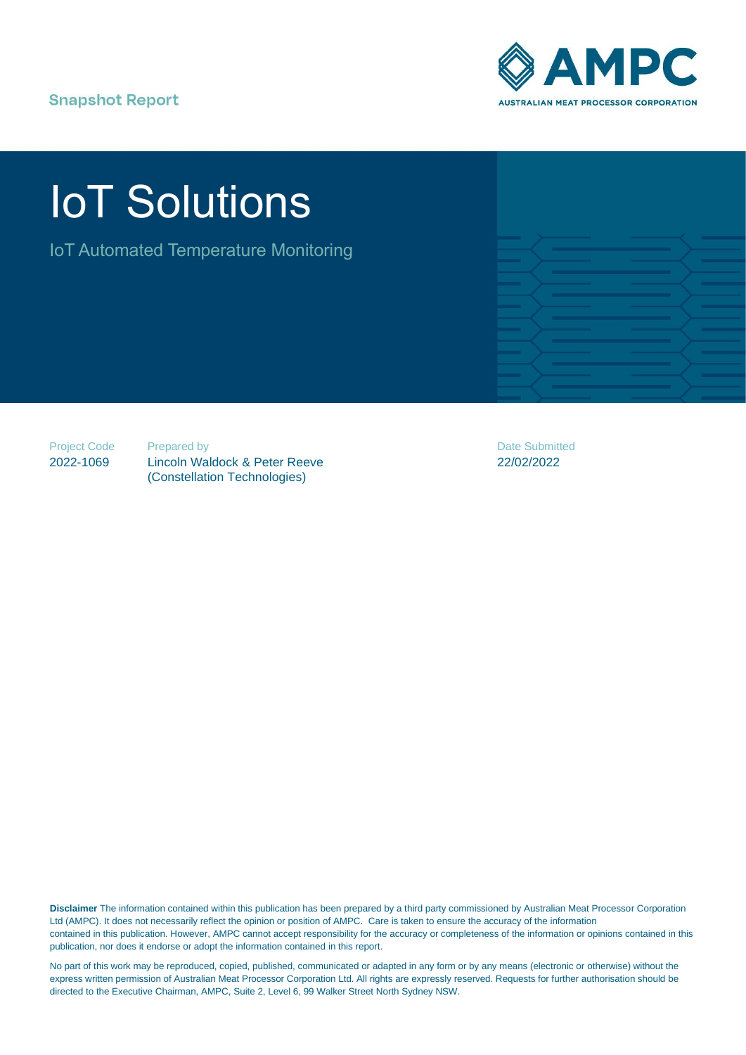Snapshot Report

AMPC
AUSTRALIAN MEAT PROCESSOR CORPORATION

# IoT Solutions

## IoT Automated Temperature Monitoring

| Project Code | Prepared by | Date Submitted |
|---|---|---|
| 2022-1069 | Lincoln Waldock & Peter Reeve (Constellation Technologies) | 22/02/2022 |

**Disclaimer** The information contained within this publication has been prepared by a third party commissioned by Australian Meat Processor Corporation Ltd (AMPC). It does not necessarily reflect the opinion or position of AMPC. Care is taken to ensure the accuracy of the information contained in this publication. However, AMPC cannot accept responsibility for the accuracy or completeness of the information or opinions contained in this publication, nor does it endorse or adopt the information contained in this report.

No part of this work may be reproduced, copied, published, communicated or adapted in any form or by any means (electronic or otherwise) without the express written permission of Australian Meat Processor Corporation Ltd. All rights are expressly reserved. Requests for further authorisation should be directed to the Executive Chairman, AMPC, Suite 2, Level 6, 99 Walker Street North Sydney NSW.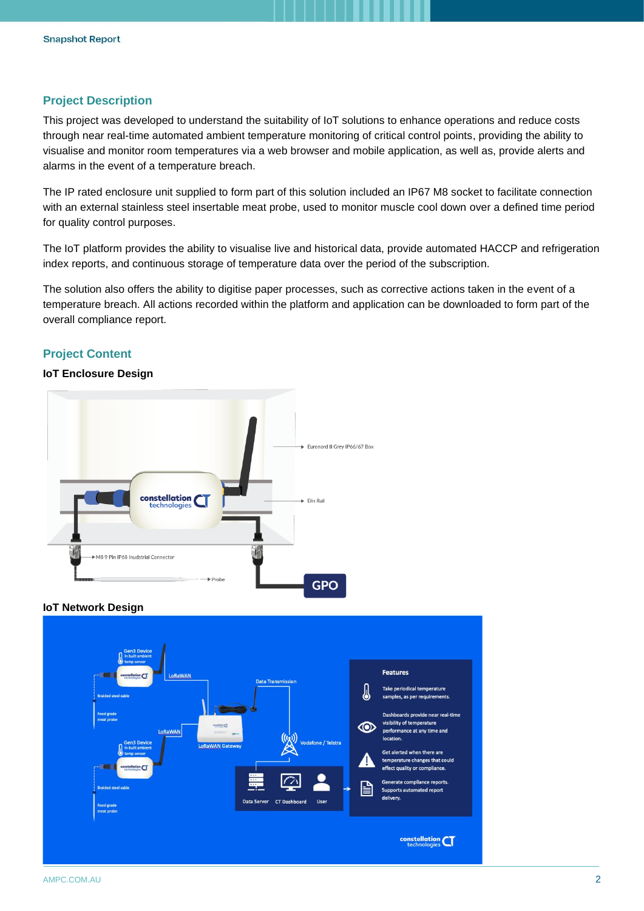## Project Description

This project was developed to understand the suitability of IoT solutions to enhance operations and reduce costs through near real-time automated ambient temperature monitoring of critical control points, providing the ability to visualise and monitor room temperatures via a web browser and mobile application, as well as, provide alerts and alarms in the event of a temperature breach.

The IP rated enclosure unit supplied to form part of this solution included an IP67 M8 socket to facilitate connection with an external stainless steel insertable meat probe, used to monitor muscle cool down over a defined time period for quality control purposes.

The IoT platform provides the ability to visualise live and historical data, provide automated HACCP and refrigeration index reports, and continuous storage of temperature data over the period of the subscription.

The solution also offers the ability to digitise paper processes, such as corrective actions taken in the event of a temperature breach. All actions recorded within the platform and application can be downloaded to form part of the overall compliance report.

## Project Content

**IoT Enclosure Design**

**IoT Network Design**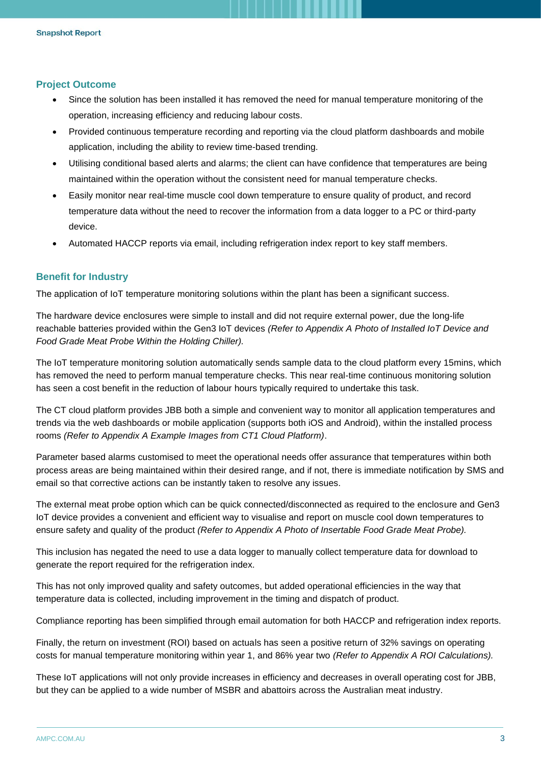## Project Outcome

- Since the solution has been installed it has removed the need for manual temperature monitoring of the operation, increasing efficiency and reducing labour costs.
- Provided continuous temperature recording and reporting via the cloud platform dashboards and mobile application, including the ability to review time-based trending.
- Utilising conditional based alerts and alarms; the client can have confidence that temperatures are being maintained within the operation without the consistent need for manual temperature checks.
- Easily monitor near real-time muscle cool down temperature to ensure quality of product, and record temperature data without the need to recover the information from a data logger to a PC or third-party device.
- Automated HACCP reports via email, including refrigeration index report to key staff members.

## Benefit for Industry

The application of IoT temperature monitoring solutions within the plant has been a significant success.

The hardware device enclosures were simple to install and did not require external power, due the long-life reachable batteries provided within the Gen3 IoT devices *(Refer to Appendix A Photo of Installed IoT Device and Food Grade Meat Probe Within the Holding Chiller).*

The IoT temperature monitoring solution automatically sends sample data to the cloud platform every 15mins, which has removed the need to perform manual temperature checks. This near real-time continuous monitoring solution has seen a cost benefit in the reduction of labour hours typically required to undertake this task.

The CT cloud platform provides JBB both a simple and convenient way to monitor all application temperatures and trends via the web dashboards or mobile application (supports both iOS and Android), within the installed process rooms *(Refer to Appendix A Example Images from CT1 Cloud Platform)*.

Parameter based alarms customised to meet the operational needs offer assurance that temperatures within both process areas are being maintained within their desired range, and if not, there is immediate notification by SMS and email so that corrective actions can be instantly taken to resolve any issues.

The external meat probe option which can be quick connected/disconnected as required to the enclosure and Gen3 IoT device provides a convenient and efficient way to visualise and report on muscle cool down temperatures to ensure safety and quality of the product *(Refer to Appendix A Photo of Insertable Food Grade Meat Probe).*

This inclusion has negated the need to use a data logger to manually collect temperature data for download to generate the report required for the refrigeration index.

This has not only improved quality and safety outcomes, but added operational efficiencies in the way that temperature data is collected, including improvement in the timing and dispatch of product.

Compliance reporting has been simplified through email automation for both HACCP and refrigeration index reports.

Finally, the return on investment (ROI) based on actuals has seen a positive return of 32% savings on operating costs for manual temperature monitoring within year 1, and 86% year two *(Refer to Appendix A ROI Calculations).*

These IoT applications will not only provide increases in efficiency and decreases in overall operating cost for JBB, but they can be applied to a wide number of MSBR and abattoirs across the Australian meat industry.